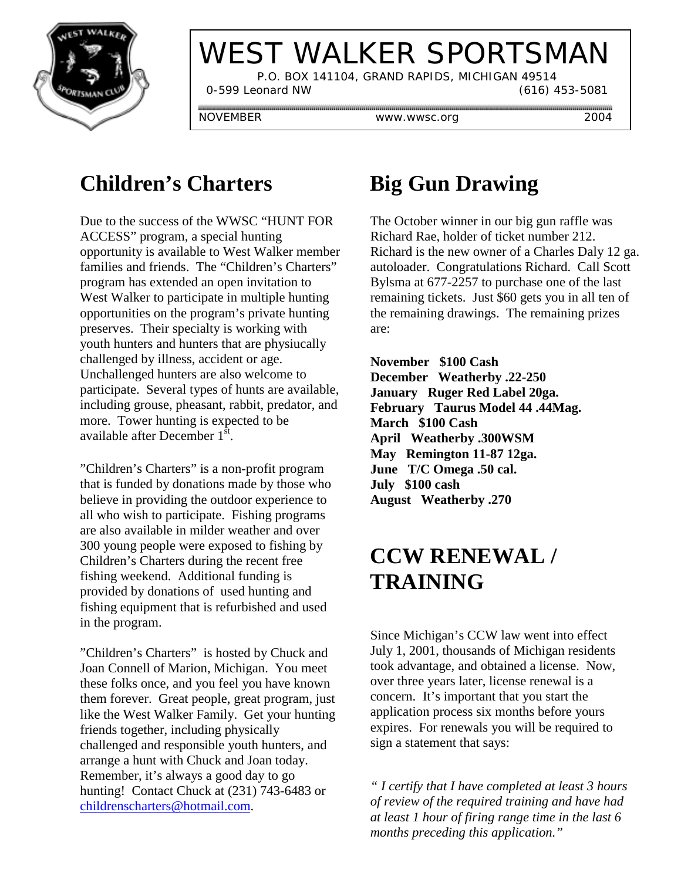# WEST WALKER SPORTSMAN

P.O. BOX 141104, GRAND RAPIDS, MICHIGAN 49514

0-599 Leonard NW (616) 453-5081

NOVEMBER www.wwsc.org 2004

## Children's Charters

Due to the success of the WWSC "HUNT FOR ACCESS" program, a special hunting opportunity is available to West Walker member families and friends. The "Children's Charters" program has extended an open invitation to West Walker to participate in multiple hunting opportunities on the program's private hunting preserves. Their specialty is working with youth hunters and hunters that are physiucally challenged by illness, accident or age. Unchallenged hunters are also welcome to participate. Several types of hunts are available, including grouse, pheasant, rabbit, predator, and more. Tower hunting is expected to be available after December 1st.

"Children's Charters" is a non-profit program that is funded by donations made by those who believe in providing the outdoor experience to all who wish to participate. Fishing programs are also available in milder weather and over 300 young people were exposed to fishing by Children's Charters during the recent free fishing weekend. Additional funding is provided by donations of used hunting and fishing equipment that is refurbished and used in the program.

"Children's Charters" is hosted by Chuck and Joan Connell of Marion, Michigan. You meet these folks once, and you feel you have known them forever. Great people, great program, just like the West Walker Family. Get your hunting friends together, including physically challenged and responsible youth hunters, and arrange a hunt with Chuck and Joan today. Remember, it's always a good day to go hunting! Contact Chuck at (231) 743-6483 or childrenscharters@hotmail.com.

## Big Gun Drawing

The October winner in our big gun raffle was Richard Rae, holder of ticket number 212. Richard is the new owner of a Charles Daly 12 ga. autoloader. Congratulations Richard. Call Scott Bylsma at 677-2257 to purchase one of the last remaining tickets. Just $60 gets you in all ten of the remaining drawings. The remaining prizes are:

**November $100 Cash**
**December Weatherby .22-250**
**January Ruger Red Label 20ga.**
**February Taurus Model 44 .44Mag.**
**March $100 Cash**
**April Weatherby .300WSM**
**May Remington 11-87 12ga.**
**June T/C Omega .50 cal.**
**July $100 cash**
**August Weatherby .270**

## CCW RENEWAL / TRAINING

Since Michigan's CCW law went into effect July 1, 2001, thousands of Michigan residents took advantage, and obtained a license. Now, over three years later, license renewal is a concern. It's important that you start the application process six months before yours expires. For renewals you will be required to sign a statement that says:

*" I certify that I have completed at least 3 hours of review of the required training and have had at least 1 hour of firing range time in the last 6 months preceding this application."*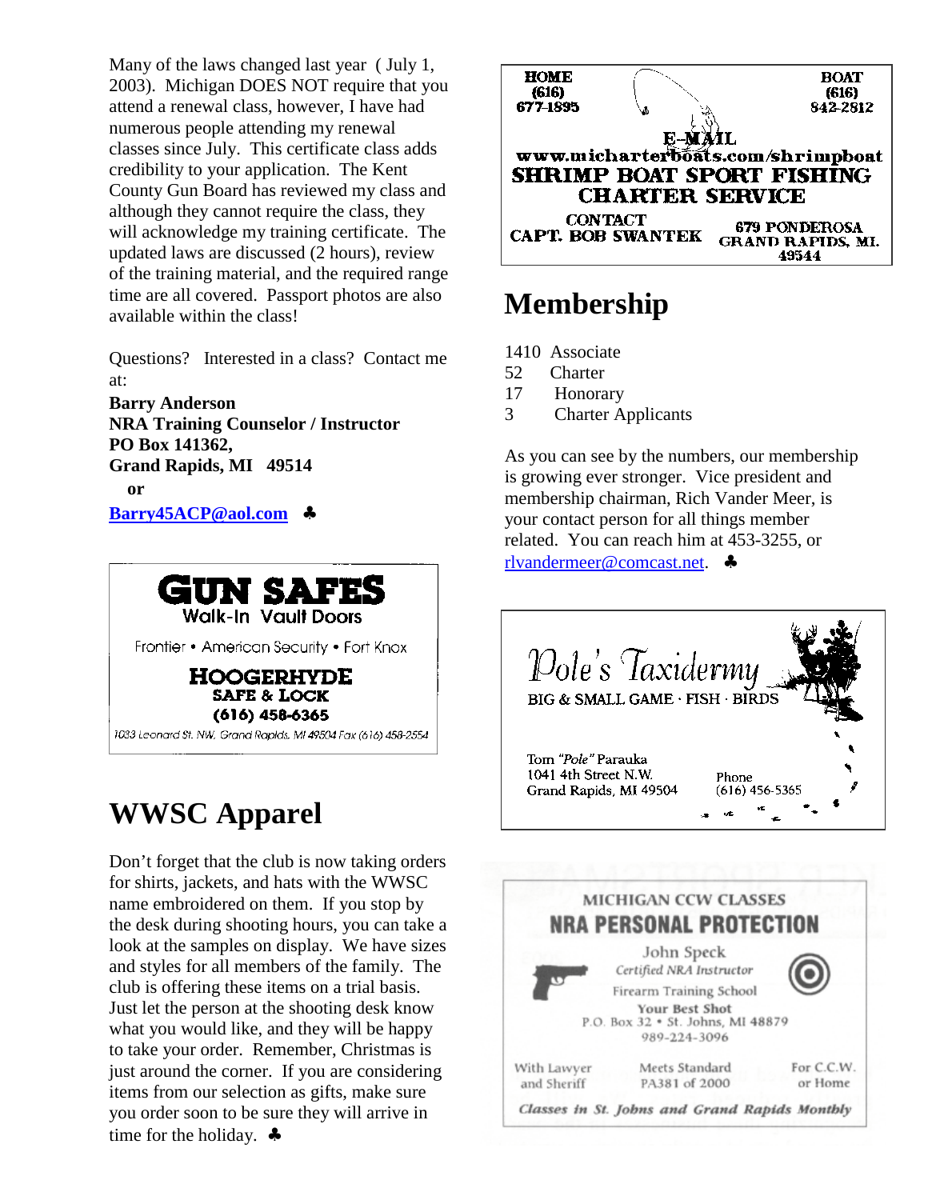Many of the laws changed last year ( July 1, 2003). Michigan DOES NOT require that you attend a renewal class, however, I have had numerous people attending my renewal classes since July. This certificate class adds credibility to your application. The Kent County Gun Board has reviewed my class and although they cannot require the class, they will acknowledge my training certificate. The updated laws are discussed (2 hours), review of the training material, and the required range time are all covered. Passport photos are also available within the class!

Questions? Interested in a class? Contact me at:

**Barry Anderson**
**NRA Training Counselor / Instructor**
**PO Box 141362,**
**Grand Rapids, MI 49514**
**or**
**Barry45ACP@aol.com** ♣

**GUN SAFES**
Walk-In Vault Doors
Frontier • American Security • Fort Knox
**HOOGERHYDE SAFE & LOCK**
**(616) 458-6365**
1033 Leonard St. NW, Grand Rapids, MI 49504 Fax (616) 458-2554

## WWSC Apparel

Don't forget that the club is now taking orders for shirts, jackets, and hats with the WWSC name embroidered on them. If you stop by the desk during shooting hours, you can take a look at the samples on display. We have sizes and styles for all members of the family. The club is offering these items on a trial basis. Just let the person at the shooting desk know what you would like, and they will be happy to take your order. Remember, Christmas is just around the corner. If you are considering items from our selection as gifts, make sure you order soon to be sure they will arrive in time for the holiday. ♣

**HOME** (616) 677-1895 — **BOAT** (616) 842-2812
E-MAIL
www.micharterboats.com/shrimpboat
**SHRIMP BOAT SPORT FISHING CHARTER SERVICE**
CONTACT CAPT. BOB SWANTEK
679 PONDEROSA
GRAND RAPIDS, MI. 49544

## Membership

1410 Associate
52 Charter
17 Honorary
3 Charter Applicants

As you can see by the numbers, our membership is growing ever stronger. Vice president and membership chairman, Rich Vander Meer, is your contact person for all things member related. You can reach him at 453-3255, or rlvandermeer@comcast.net. ♣

*Pole's Taxidermy*
BIG & SMALL GAME · FISH · BIRDS
Tom *"Pole"* Parauka
1041 4th Street N.W.
Grand Rapids, MI 49504
Phone (616) 456-5365

MICHIGAN CCW CLASSES
**NRA PERSONAL PROTECTION**
John Speck
*Certified NRA Instructor*
Firearm Training School
**Your Best Shot**
P.O. Box 32 • St. Johns, MI 48879
989-224-3096
With Lawyer and Sheriff — Meets Standard PA381 of 2000 — For C.C.W. or Home
***Classes in St. Johns and Grand Rapids Monthly***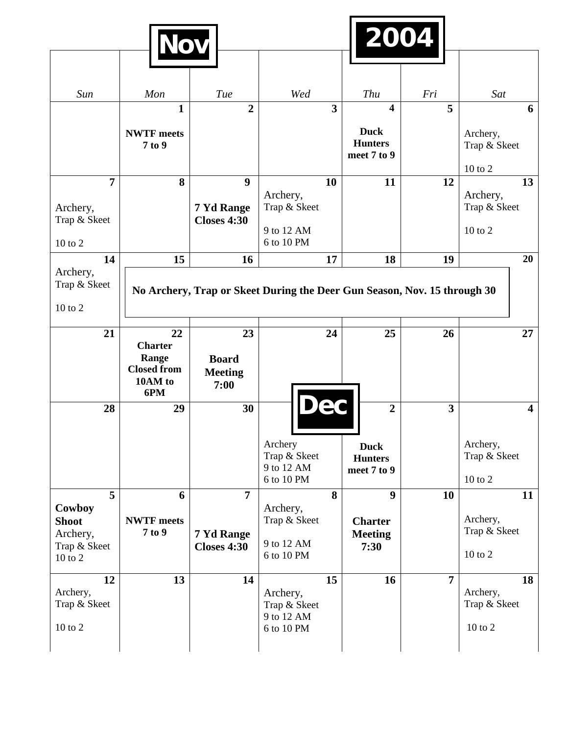# Nov 2004

| Sun | Mon | Tue | Wed | Thu | Fri | Sat |
|---|---|---|---|---|---|---|
| | **1** **NWTF meets 7 to 9** | **2** | **3** | **4** **Duck Hunters meet 7 to 9** | **5** | **6** Archery, Trap & Skeet 10 to 2 |
| **7** Archery, Trap & Skeet 10 to 2 | **8** | **9** **7 Yd Range Closes 4:30** | **10** Archery, Trap & Skeet 9 to 12 AM 6 to 10 PM | **11** | **12** | **13** Archery, Trap & Skeet 10 to 2 |
| **14** Archery, Trap & Skeet 10 to 2 | **15** **No Archery, Trap or Skeet During the Deer Gun Season, Nov. 15 through 30** | **16** | **17** | **18** | **19** | **20** |
| **21** | **22** **Charter Range Closed from 10AM to 6PM** | **23** **Board Meeting 7:00** | **24** | **25** | **26** | **27** |
| **28** | **29** | **30** | **Dec** Archery Trap & Skeet 9 to 12 AM 6 to 10 PM | **2** **Duck Hunters meet 7 to 9** | **3** | **4** Archery, Trap & Skeet 10 to 2 |
| **5** **Cowboy Shoot** Archery, Trap & Skeet 10 to 2 | **6** **NWTF meets 7 to 9** | **7** **7 Yd Range Closes 4:30** | **8** Archery, Trap & Skeet 9 to 12 AM 6 to 10 PM | **9** **Charter Meeting 7:30** | **10** | **11** Archery, Trap & Skeet 10 to 2 |
| **12** Archery, Trap & Skeet 10 to 2 | **13** | **14** | **15** Archery, Trap & Skeet 9 to 12 AM 6 to 10 PM | **16** | **7** | **18** Archery, Trap & Skeet 10 to 2 |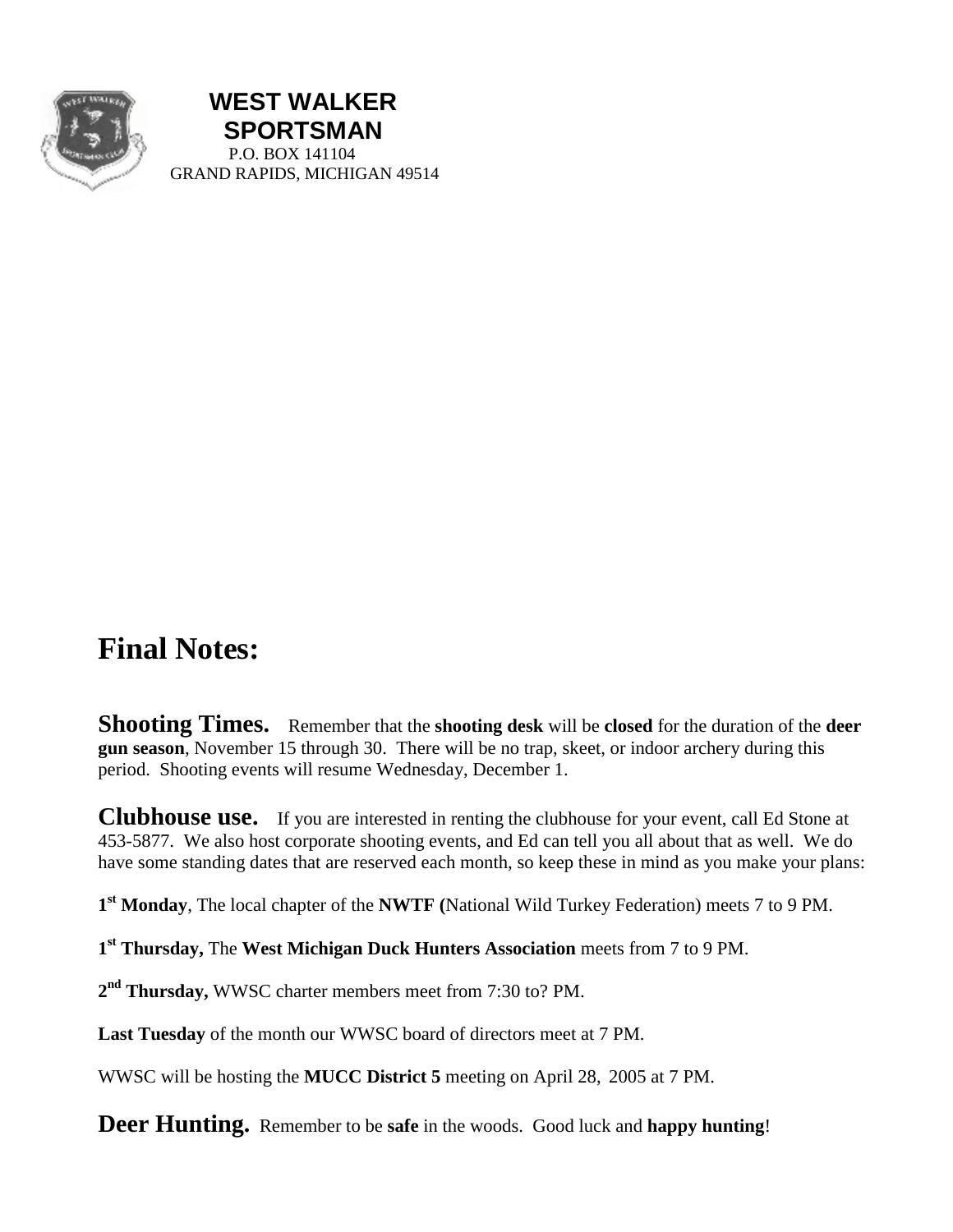**WEST WALKER SPORTSMAN**
P.O. BOX 141104
GRAND RAPIDS, MICHIGAN 49514

# Final Notes:

**Shooting Times.** Remember that the **shooting desk** will be **closed** for the duration of the **deer gun season**, November 15 through 30. There will be no trap, skeet, or indoor archery during this period. Shooting events will resume Wednesday, December 1.

**Clubhouse use.** If you are interested in renting the clubhouse for your event, call Ed Stone at 453-5877. We also host corporate shooting events, and Ed can tell you all about that as well. We do have some standing dates that are reserved each month, so keep these in mind as you make your plans:

**1st Monday**, The local chapter of the **NWTF (**National Wild Turkey Federation) meets 7 to 9 PM.

**1st Thursday,** The **West Michigan Duck Hunters Association** meets from 7 to 9 PM.

**2nd Thursday,** WWSC charter members meet from 7:30 to? PM.

**Last Tuesday** of the month our WWSC board of directors meet at 7 PM.

WWSC will be hosting the **MUCC District 5** meeting on April 28, 2005 at 7 PM.

**Deer Hunting.** Remember to be **safe** in the woods. Good luck and **happy hunting**!